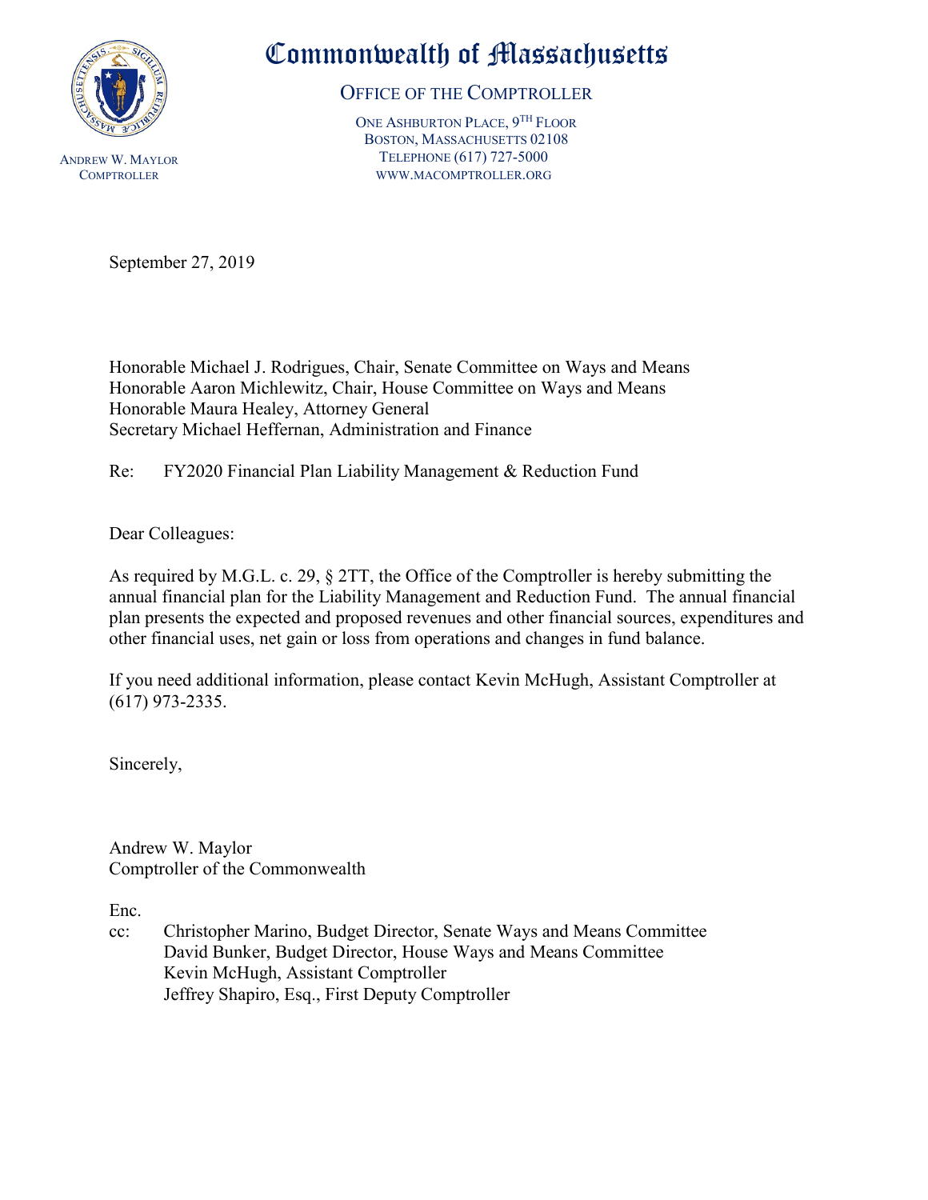# Commonwealth of Massachusetts

## Office of the Comptroller

One Ashburton Place, 9th Floor
Boston, Massachusetts 02108
Telephone (617) 727-5000
www.macomptroller.org

Andrew W. Maylor
Comptroller

September 27, 2019

Honorable Michael J. Rodrigues, Chair, Senate Committee on Ways and Means
Honorable Aaron Michlewitz, Chair, House Committee on Ways and Means
Honorable Maura Healey, Attorney General
Secretary Michael Heffernan, Administration and Finance

Re: FY2020 Financial Plan Liability Management & Reduction Fund

Dear Colleagues:

As required by M.G.L. c. 29, § 2TT, the Office of the Comptroller is hereby submitting the annual financial plan for the Liability Management and Reduction Fund. The annual financial plan presents the expected and proposed revenues and other financial sources, expenditures and other financial uses, net gain or loss from operations and changes in fund balance.

If you need additional information, please contact Kevin McHugh, Assistant Comptroller at (617) 973-2335.

Sincerely,

Andrew W. Maylor
Comptroller of the Commonwealth

Enc.

cc: Christopher Marino, Budget Director, Senate Ways and Means Committee
David Bunker, Budget Director, House Ways and Means Committee
Kevin McHugh, Assistant Comptroller
Jeffrey Shapiro, Esq., First Deputy Comptroller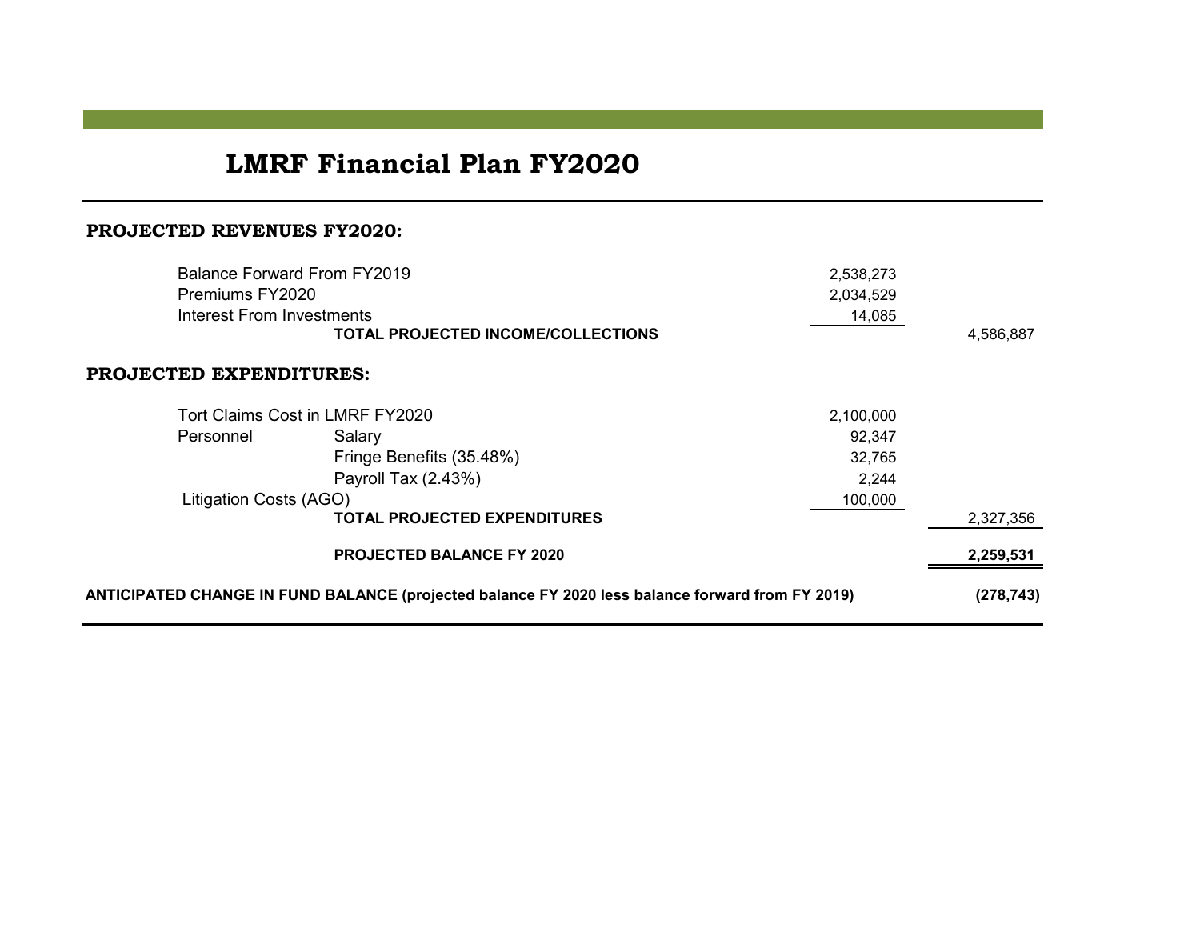# LMRF Financial Plan FY2020

## PROJECTED REVENUES FY2020:

| | | | |
|---|---|---|---|
| Balance Forward From FY2019 | | 2,538,273 | |
| Premiums FY2020 | | 2,034,529 | |
| Interest From Investments | | 14,085 | |
| | **TOTAL PROJECTED INCOME/COLLECTIONS** | | 4,586,887 |

## PROJECTED EXPENDITURES:

| | | | |
|---|---|---|---|
| Tort Claims Cost in LMRF FY2020 | | 2,100,000 | |
| Personnel | Salary | 92,347 | |
| | Fringe Benefits (35.48%) | 32,765 | |
| | Payroll Tax (2.43%) | 2,244 | |
| Litigation Costs (AGO) | | 100,000 | |
| | **TOTAL PROJECTED EXPENDITURES** | | 2,327,356 |
| | **PROJECTED BALANCE FY 2020** | | **2,259,531** |

**ANTICIPATED CHANGE IN FUND BALANCE (projected balance FY 2020 less balance forward from FY 2019)** **(278,743)**